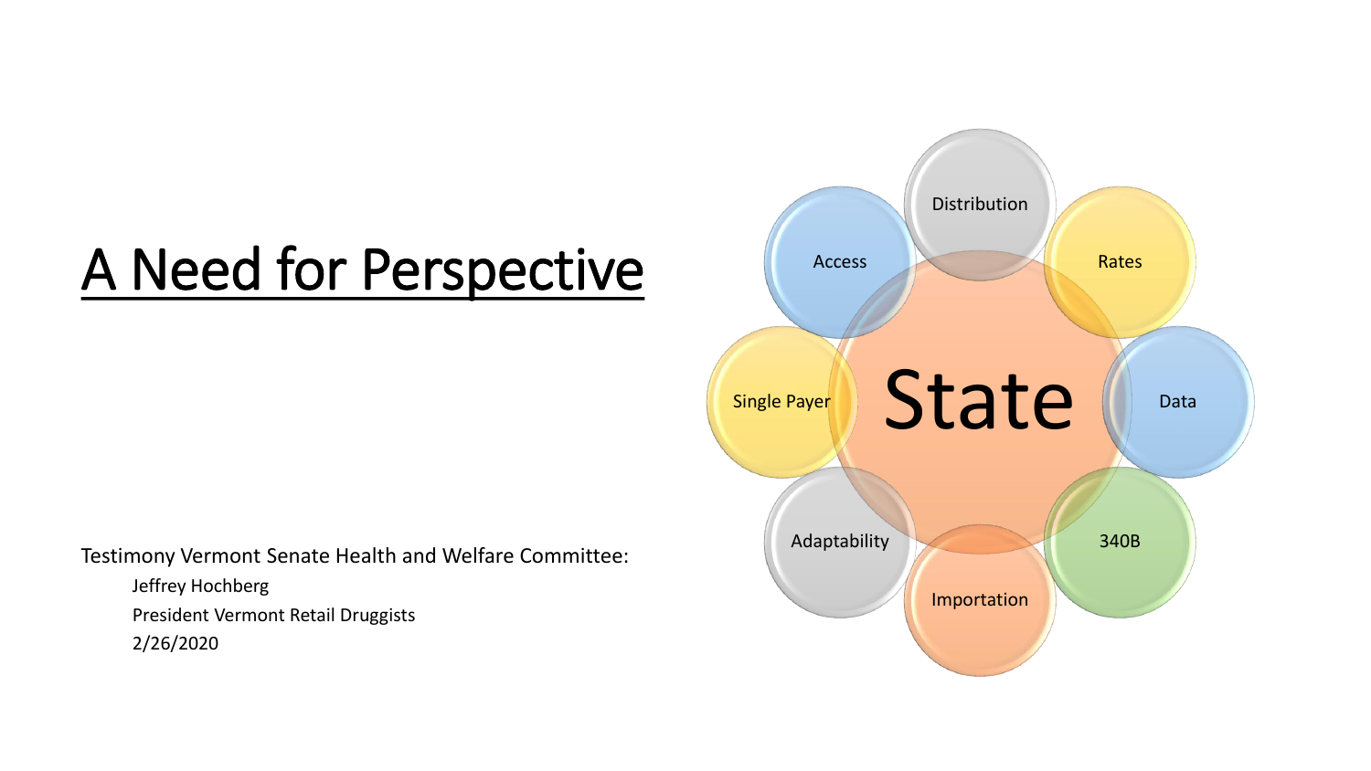# A Need for Perspective

Testimony Vermont Senate Health and Welfare Committee:

Jeffrey Hochberg

President Vermont Retail Druggists

2/26/2020

State

- Distribution
- Rates
- Data
- 340B
- Importation
- Adaptability
- Single Payer
- Access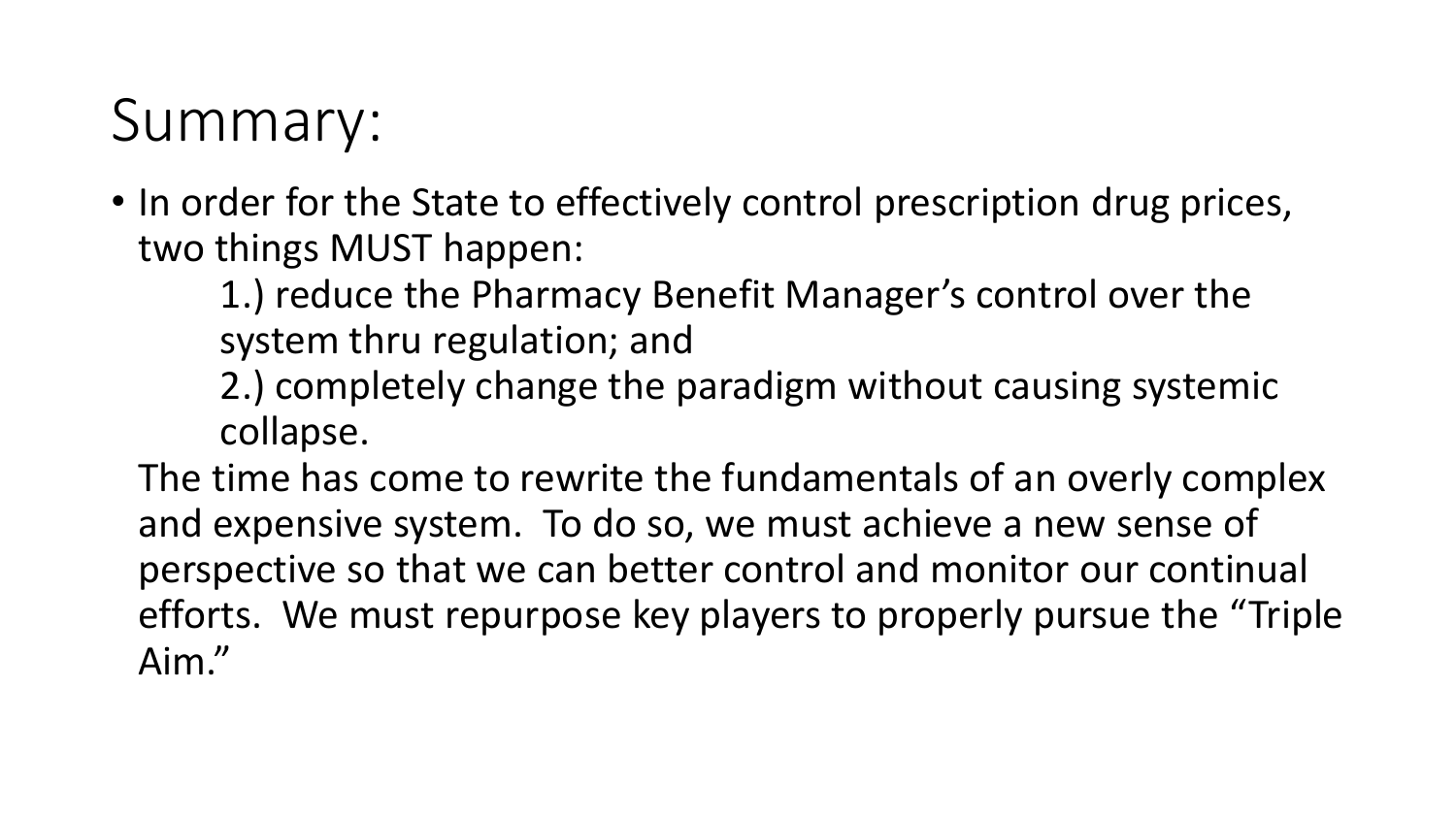# Summary:

- In order for the State to effectively control prescription drug prices, two things MUST happen:

  1.) reduce the Pharmacy Benefit Manager's control over the system thru regulation; and

  2.) completely change the paradigm without causing systemic collapse.

  The time has come to rewrite the fundamentals of an overly complex and expensive system. To do so, we must achieve a new sense of perspective so that we can better control and monitor our continual efforts. We must repurpose key players to properly pursue the "Triple Aim."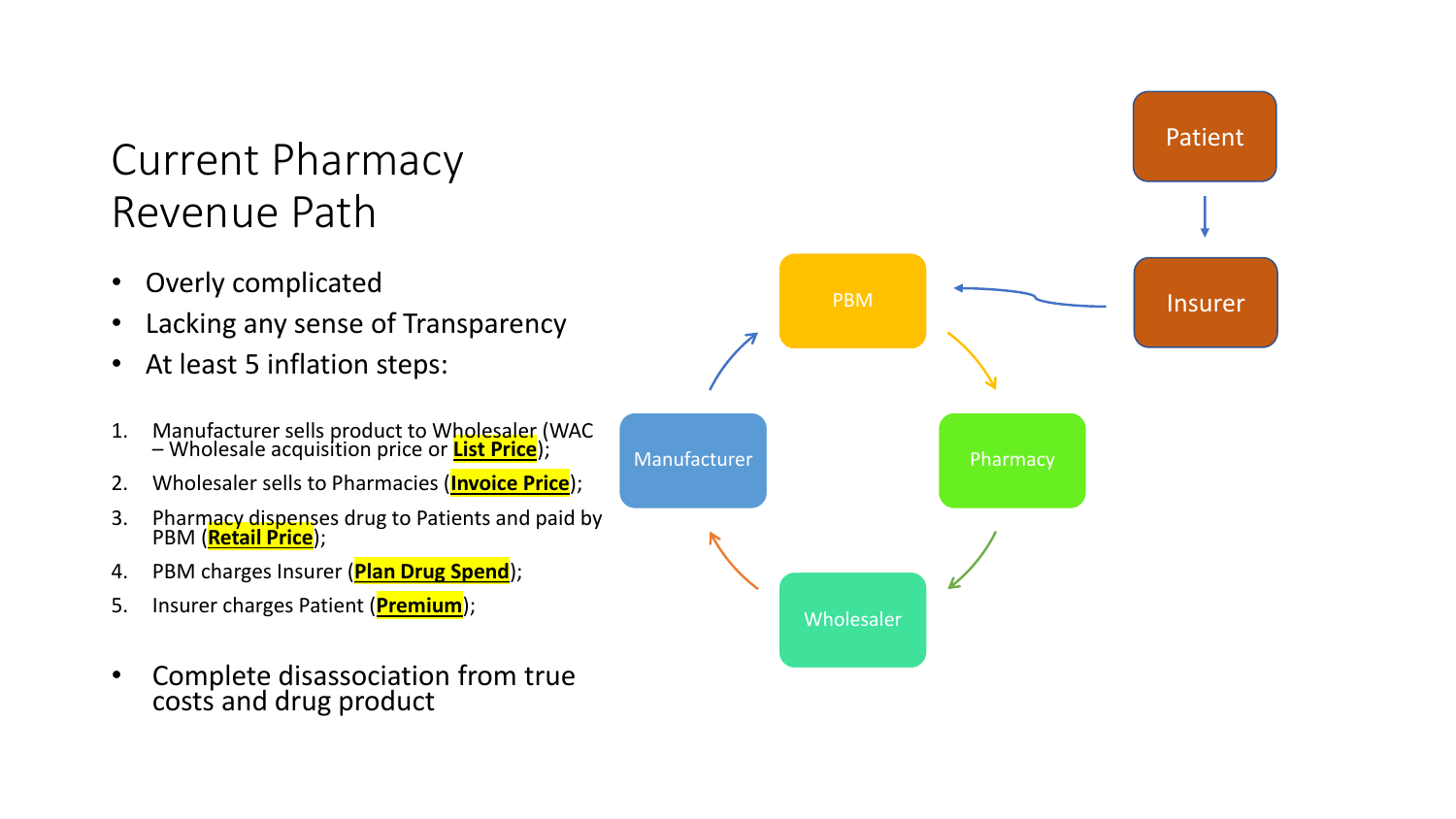# Current Pharmacy Revenue Path

- Overly complicated
- Lacking any sense of Transparency
- At least 5 inflation steps:

1. Manufacturer sells product to Wholesaler (WAC – Wholesale acquisition price or **List Price**);
2. Wholesaler sells to Pharmacies (**Invoice Price**);
3. Pharmacy dispenses drug to Patients and paid by PBM (**Retail Price**);
4. PBM charges Insurer (**Plan Drug Spend**);
5. Insurer charges Patient (**Premium**);

- Complete disassociation from true costs and drug product

Patient

Insurer

PBM

Pharmacy

Wholesaler

Manufacturer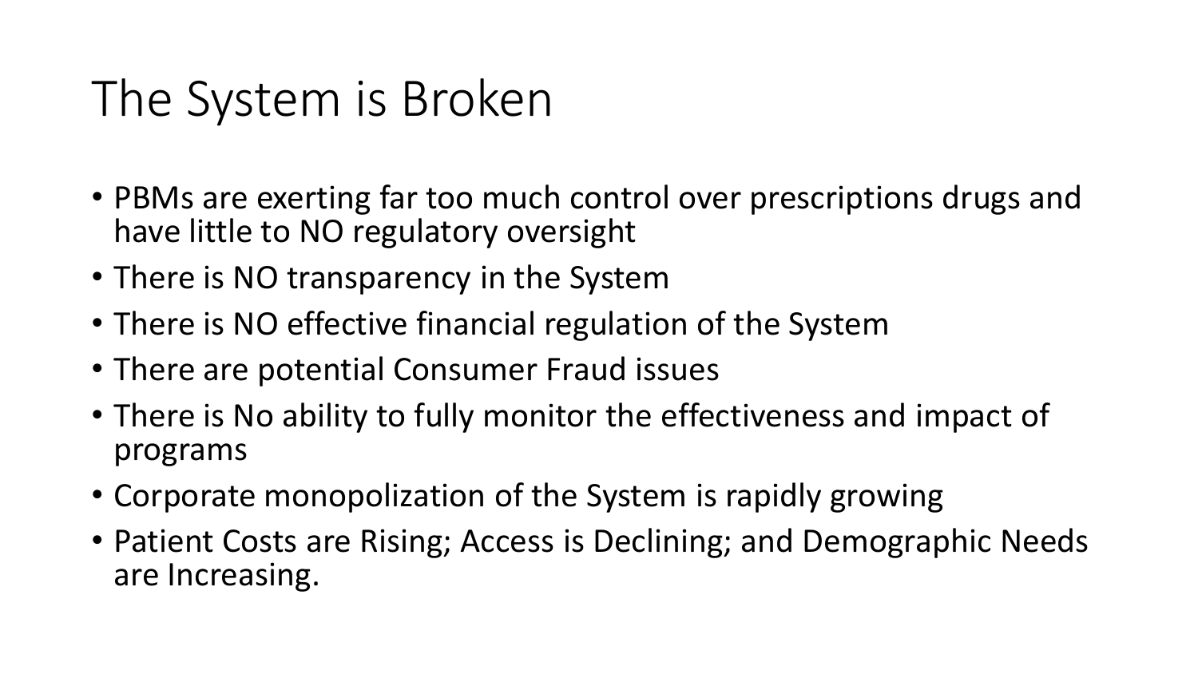# The System is Broken

- PBMs are exerting far too much control over prescriptions drugs and have little to NO regulatory oversight
- There is NO transparency in the System
- There is NO effective financial regulation of the System
- There are potential Consumer Fraud issues
- There is No ability to fully monitor the effectiveness and impact of programs
- Corporate monopolization of the System is rapidly growing
- Patient Costs are Rising; Access is Declining; and Demographic Needs are Increasing.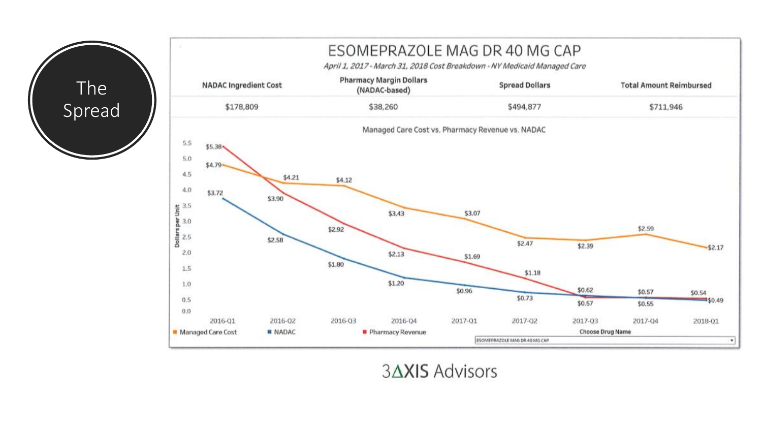# The Spread

## ESOMEPRAZOLE MAG DR 40 MG CAP

*April 1, 2017 - March 31, 2018 Cost Breakdown - NY Medicaid Managed Care*

| NADAC Ingredient Cost | Pharmacy Margin Dollars (NADAC-based) | Spread Dollars | Total Amount Reimbursed |
|---|---|---|---|
| $178,809 | $38,260 | $494,877 | $711,946 |

Managed Care Cost vs. Pharmacy Revenue vs. NADAC

| Quarter | Managed Care Cost | Pharmacy Revenue | NADAC |
|---|---|---|---|
| 2016-Q1 | $4.79 | $5.38 | $3.72 |
| 2016-Q2 | $4.21 | $3.90 | $2.58 |
| 2016-Q3 | $4.12 | $2.92 | $1.80 |
| 2016-Q4 | $3.43 | $2.13 | $1.20 |
| 2017-Q1 | $3.07 | $1.69 | $0.96 |
| 2017-Q2 | $2.47 | $1.18 | $0.73 |
| 2017-Q3 | $2.39 | $0.57 | $0.62 |
| 2017-Q4 | $2.59 | $0.55 | $0.57 |
| 2018-Q1 | $2.17 | $0.54 | $0.49 |

Dollars per Unit

Choose Drug Name: ESOMEPRAZOLE MAG DR 40 MG CAP

3ΔXIS Advisors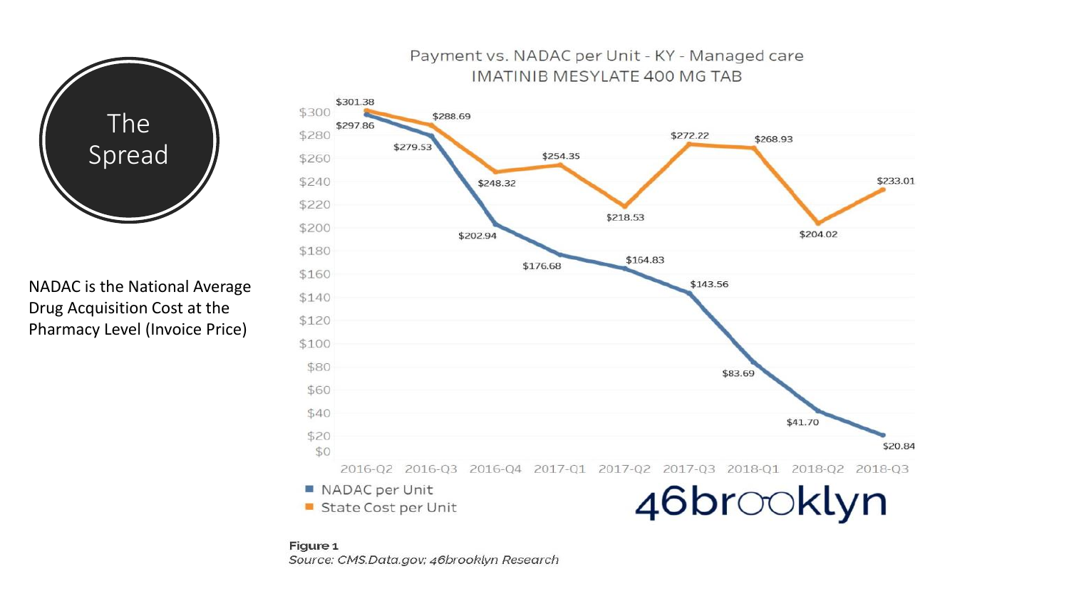# The Spread

NADAC is the National Average Drug Acquisition Cost at the Pharmacy Level (Invoice Price)

**Payment vs. NADAC per Unit - KY - Managed care**
**IMATINIB MESYLATE 400 MG TAB**

| Quarter | NADAC per Unit | State Cost per Unit |
|---|---|---|
| 2016-Q2 | $297.86 | $301.38 |
| 2016-Q3 | $279.53 | $288.69 |
| 2016-Q4 | $202.94 | $248.32 |
| 2017-Q1 | $176.68 | $254.35 |
| 2017-Q2 | $164.83 | $218.53 |
| 2017-Q3 | $143.56 | $272.22 |
| 2018-Q1 | $83.69 | $268.93 |
| 2018-Q2 | $41.70 | $204.02 |
| 2018-Q3 | $20.84 | $233.01 |

46brooklyn

**Figure 1**
*Source: CMS.Data.gov; 46brooklyn Research*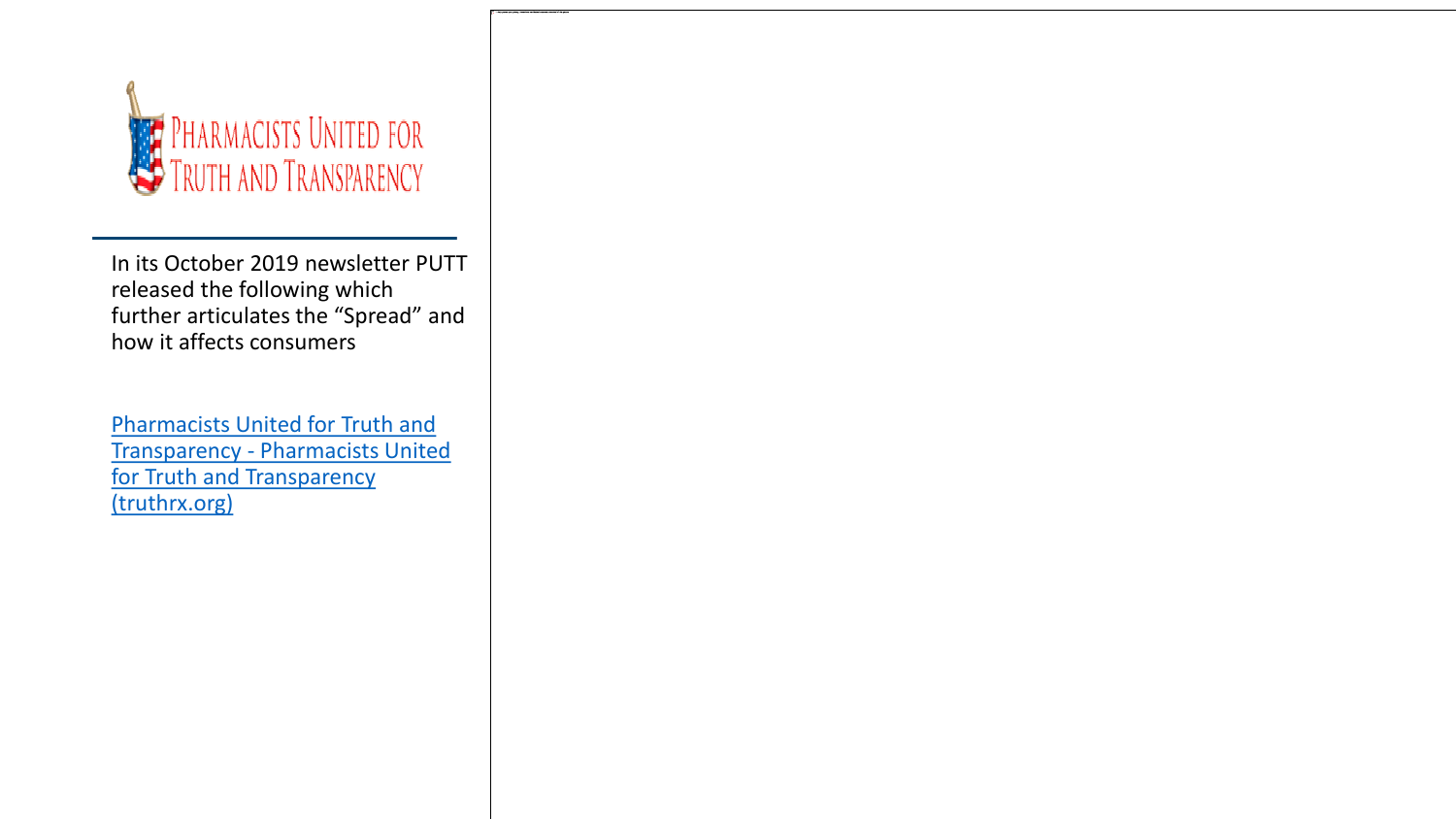PHARMACISTS UNITED FOR TRUTH AND TRANSPARENCY

In its October 2019 newsletter PUTT released the following which further articulates the “Spread” and how it affects consumers

[Pharmacists United for Truth and Transparency - Pharmacists United for Truth and Transparency (truthrx.org)](truthrx.org)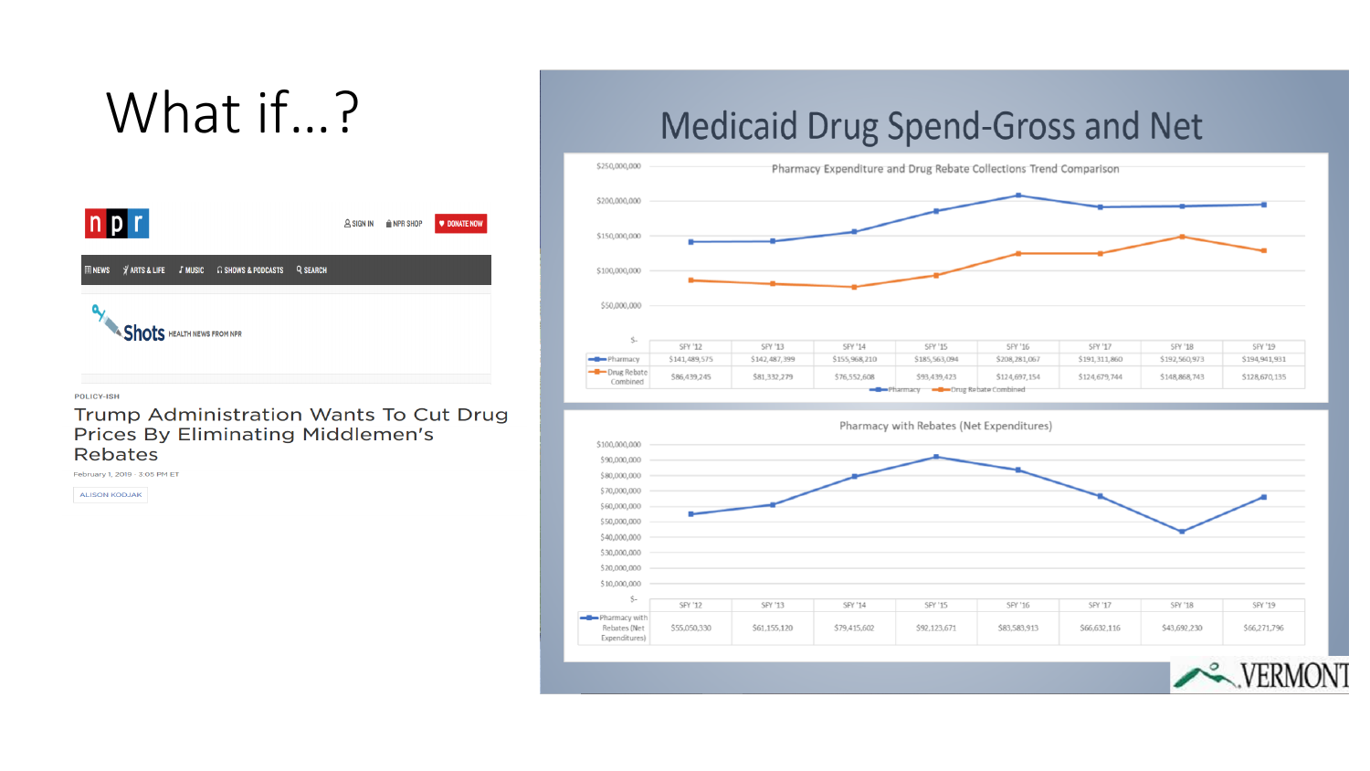# What if…?

npr — SIGN IN | NPR SHOP | DONATE NOW

NEWS | ARTS & LIFE | MUSIC | SHOWS & PODCASTS | SEARCH

Shots HEALTH NEWS FROM NPR

POLICY-ISH

## Trump Administration Wants To Cut Drug Prices By Eliminating Middlemen's Rebates

February 1, 2019 · 3:05 PM ET

ALISON KODJAK

# Medicaid Drug Spend-Gross and Net

### Pharmacy Expenditure and Drug Rebate Collections Trend Comparison

| | SFY '12 | SFY '13 | SFY '14 | SFY '15 | SFY '16 | SFY '17 | SFY '18 | SFY '19 |
|---|---|---|---|---|---|---|---|---|
| Pharmacy | $141,489,575 | $142,487,399 | $155,968,210 | $185,563,094 | $208,281,067 | $191,311,860 | $192,560,973 | $194,941,931 |
| Drug Rebate Combined | $86,439,245 | $81,332,279 | $76,552,608 | $93,439,423 | $124,697,154 | $124,679,744 | $148,868,743 | $128,670,135 |

### Pharmacy with Rebates (Net Expenditures)

| | SFY '12 | SFY '13 | SFY '14 | SFY '15 | SFY '16 | SFY '17 | SFY '18 | SFY '19 |
|---|---|---|---|---|---|---|---|---|
| Pharmacy with Rebates (Net Expenditures) | $55,050,330 | $61,155,120 | $79,415,602 | $92,123,671 | $83,583,913 | $66,632,116 | $43,692,230 | $66,271,796 |

VERMONT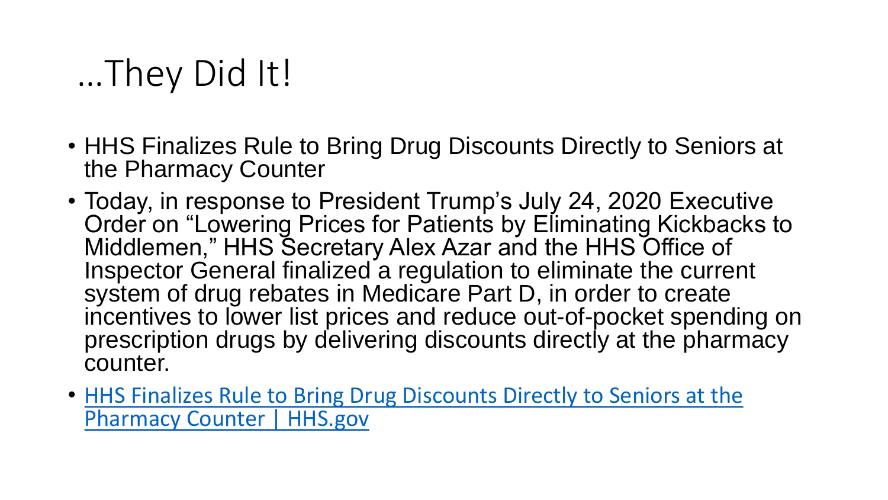# …They Did It!

- HHS Finalizes Rule to Bring Drug Discounts Directly to Seniors at the Pharmacy Counter
- Today, in response to President Trump's July 24, 2020 Executive Order on "Lowering Prices for Patients by Eliminating Kickbacks to Middlemen," HHS Secretary Alex Azar and the HHS Office of Inspector General finalized a regulation to eliminate the current system of drug rebates in Medicare Part D, in order to create incentives to lower list prices and reduce out-of-pocket spending on prescription drugs by delivering discounts directly at the pharmacy counter.
- HHS Finalizes Rule to Bring Drug Discounts Directly to Seniors at the Pharmacy Counter | HHS.gov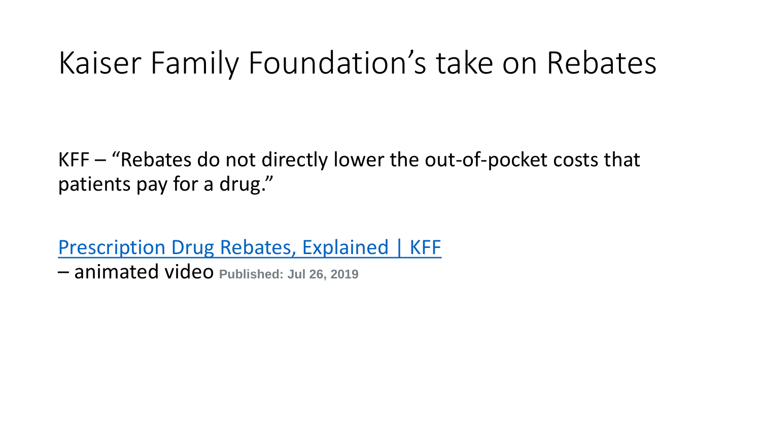# Kaiser Family Foundation's take on Rebates

KFF – "Rebates do not directly lower the out-of-pocket costs that patients pay for a drug."

Prescription Drug Rebates, Explained | KFF
– animated video **Published: Jul 26, 2019**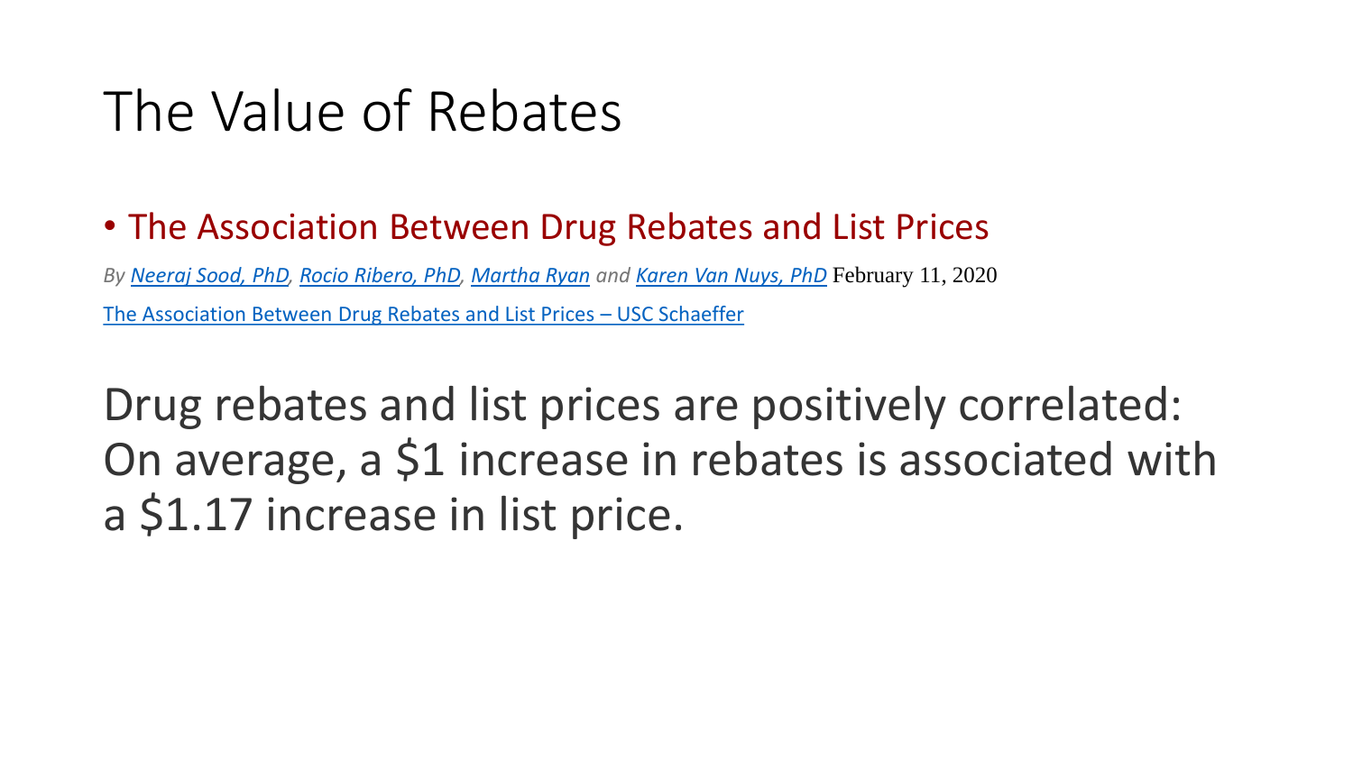# The Value of Rebates

- The Association Between Drug Rebates and List Prices

*By Neeraj Sood, PhD, Rocio Ribero, PhD, Martha Ryan and Karen Van Nuys, PhD* February 11, 2020

The Association Between Drug Rebates and List Prices – USC Schaeffer

Drug rebates and list prices are positively correlated: On average, a $1 increase in rebates is associated with a $1.17 increase in list price.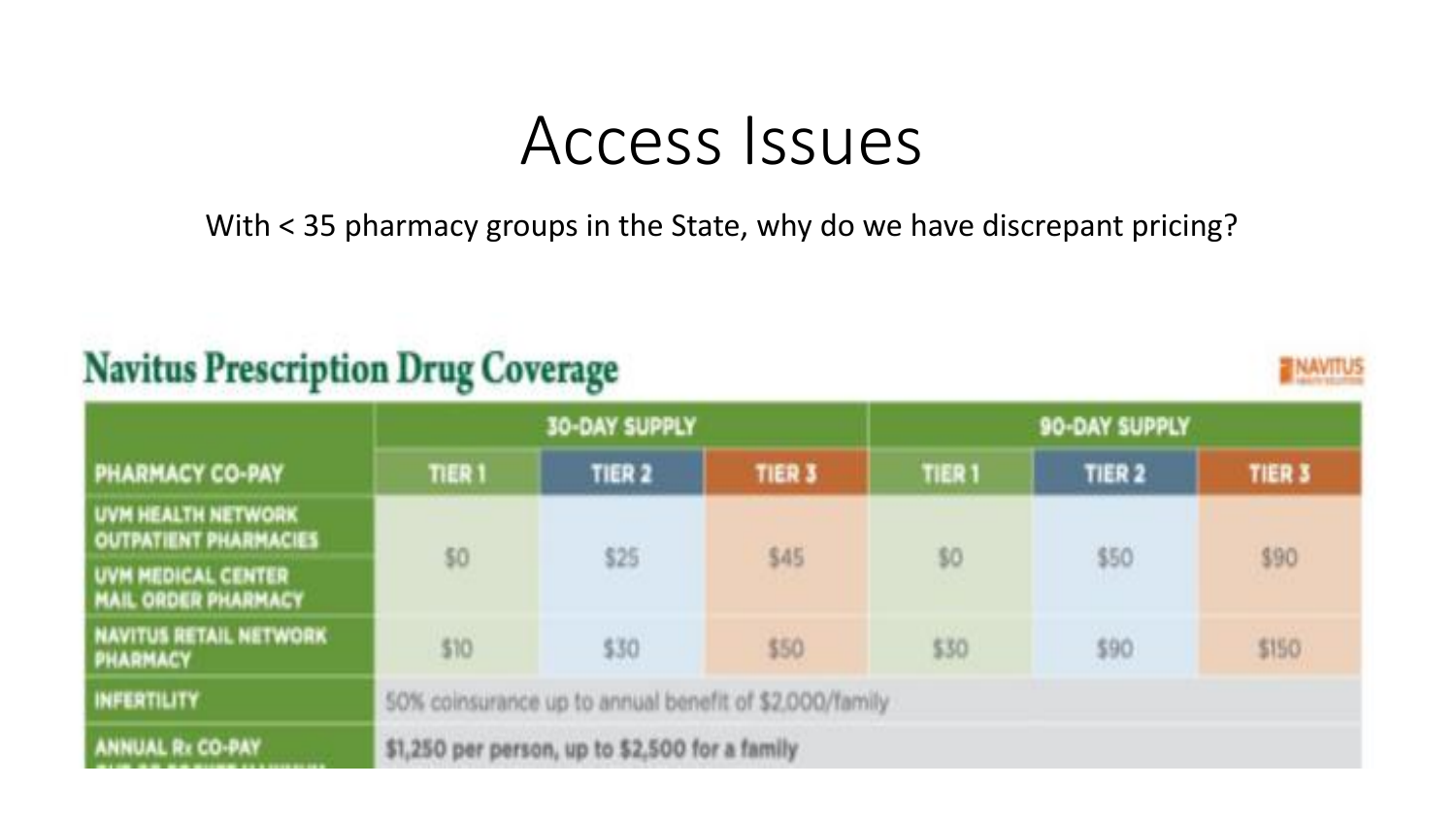# Access Issues

With < 35 pharmacy groups in the State, why do we have discrepant pricing?

## Navitus Prescription Drug Coverage

NAVITUS

| PHARMACY CO-PAY | 30-DAY SUPPLY | | | 90-DAY SUPPLY | | |
|---|---|---|---|---|---|---|
| | TIER 1 | TIER 2 | TIER 3 | TIER 1 | TIER 2 | TIER 3 |
| UVM HEALTH NETWORK OUTPATIENT PHARMACIES / UVM MEDICAL CENTER MAIL ORDER PHARMACY | $0 | $25 | $45 | $0 | $50 | $90 |
| NAVITUS RETAIL NETWORK PHARMACY | $10 | $30 | $50 | $30 | $90 | $150 |
| INFERTILITY | 50% coinsurance up to annual benefit of $2,000/family | | | | | |
| ANNUAL Rx CO-PAY OUT-OF-POCKET MAXIMUM | $1,250 per person, up to $2,500 for a family | | | | | |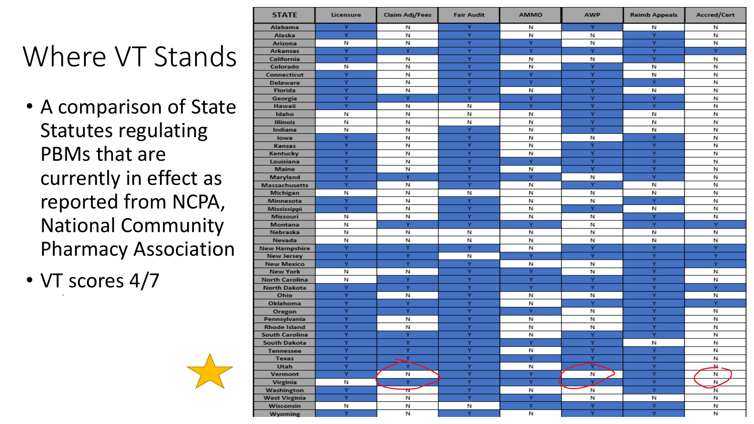# Where VT Stands

- A comparison of State Statutes regulating PBMs that are currently in effect as reported from NCPA, National Community Pharmacy Association
- VT scores 4/7

| STATE | Licensure | Claim Adj/Fees | Fair Audit | AMMO | AWP | Reimb Appeals | Accred/Cert |
|---|---|---|---|---|---|---|---|
| Alabama | Y | N | Y | N | Y | N | N |
| Alaska | Y | N | Y | N | N | Y | N |
| Arizona | N | N | Y | Y | N | Y | N |
| Arkansas | Y | Y | Y | Y | Y | Y | Y |
| California | Y | N | Y | N | N | Y | N |
| Colorado | N | N | Y | N | Y | N | N |
| Connecticut | Y | N | Y | Y | Y | N | N |
| Delaware | Y | N | Y | Y | Y | Y | N |
| Florida | Y | N | Y | N | Y | N | N |
| Georgia | Y | Y | Y | Y | Y | Y | N |
| Hawaii | Y | N | N | Y | Y | Y | N |
| Idaho | N | N | N | N | Y | N | N |
| Illinois | N | N | N | N | Y | N | N |
| Indiana | N | N | Y | N | Y | N | N |
| Iowa | Y | N | Y | N | N | Y | N |
| Kansas | Y | N | Y | N | Y | Y | N |
| Kentucky | Y | N | Y | N | Y | Y | N |
| Louisiana | Y | N | Y | Y | Y | Y | N |
| Maine | Y | N | Y | N | Y | Y | N |
| Maryland | Y | Y | Y | Y | N | Y | N |
| Massachusetts | Y | N | Y | N | Y | N | N |
| Michigan | N | N | N | N | N | N | N |
| Minnesota | Y | N | Y | N | N | Y | N |
| Mississippi | Y | N | Y | N | Y | N | N |
| Missouri | N | N | Y | N | N | Y | N |
| Montana | N | Y | Y | Y | N | Y | Y |
| Nebraska | N | N | N | N | N | N | N |
| Nevada | N | N | N | N | N | N | N |
| New Hampshire | Y | Y | Y | N | Y | Y | Y |
| New Jersey | Y | Y | N | Y | Y | Y | Y |
| New Mexico | Y | Y | Y | N | N | Y | Y |
| New York | N | N | Y | Y | N | Y | N |
| North Carolina | N | Y | Y | Y | Y | Y | N |
| North Dakota | Y | Y | Y | Y | Y | Y | Y |
| Ohio | Y | N | Y | N | N | Y | N |
| Oklahoma | Y | Y | Y | N | Y | Y | Y |
| Oregon | Y | Y | Y | Y | N | Y | N |
| Pennsylvania | Y | N | Y | N | N | Y | N |
| Rhode Island | Y | N | Y | N | N | Y | N |
| South Carolina | Y | Y | Y | N | Y | Y | N |
| South Dakota | Y | Y | Y | Y | Y | N | N |
| Tennessee | Y | Y | Y | N | Y | Y | N |
| Texas | Y | Y | Y | Y | Y | Y | N |
| Utah | Y | Y | Y | N | Y | Y | N |
| Vermont | Y | N | Y | Y | N | Y | N |
| Virginia | N | Y | Y | Y | Y | Y | N |
| Washington | Y | N | Y | N | N | Y | N |
| West Virginia | Y | N | Y | Y | N | N | N |
| Wisconsin | N | N | N | Y | Y | Y | N |
| Wyoming | Y | N | Y | N | Y | Y | N |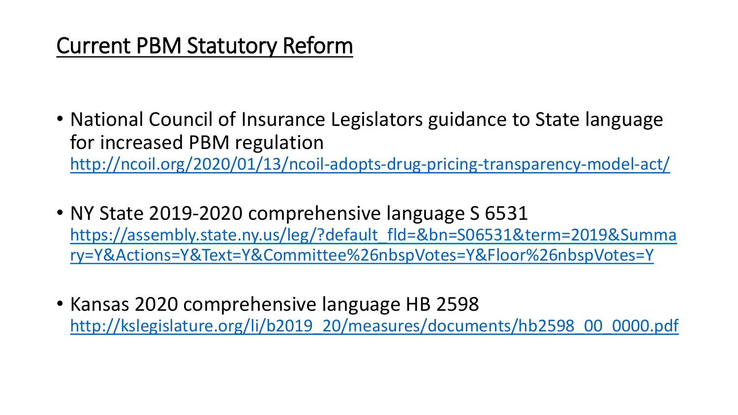# Current PBM Statutory Reform

- National Council of Insurance Legislators guidance to State language for increased PBM regulation
  http://ncoil.org/2020/01/13/ncoil-adopts-drug-pricing-transparency-model-act/

- NY State 2019-2020 comprehensive language S 6531
  https://assembly.state.ny.us/leg/?default_fld=&bn=S06531&term=2019&Summary=Y&Actions=Y&Text=Y&Committee%26nbspVotes=Y&Floor%26nbspVotes=Y

- Kansas 2020 comprehensive language HB 2598
  http://kslegislature.org/li/b2019_20/measures/documents/hb2598_00_0000.pdf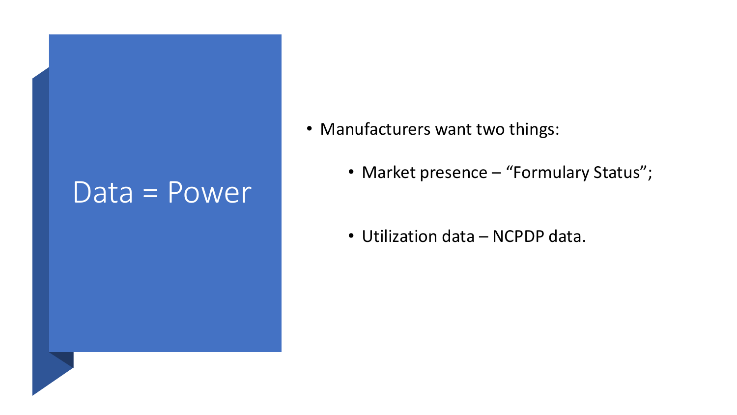# Data = Power

- Manufacturers want two things:
  - Market presence – “Formulary Status”;
  - Utilization data – NCPDP data.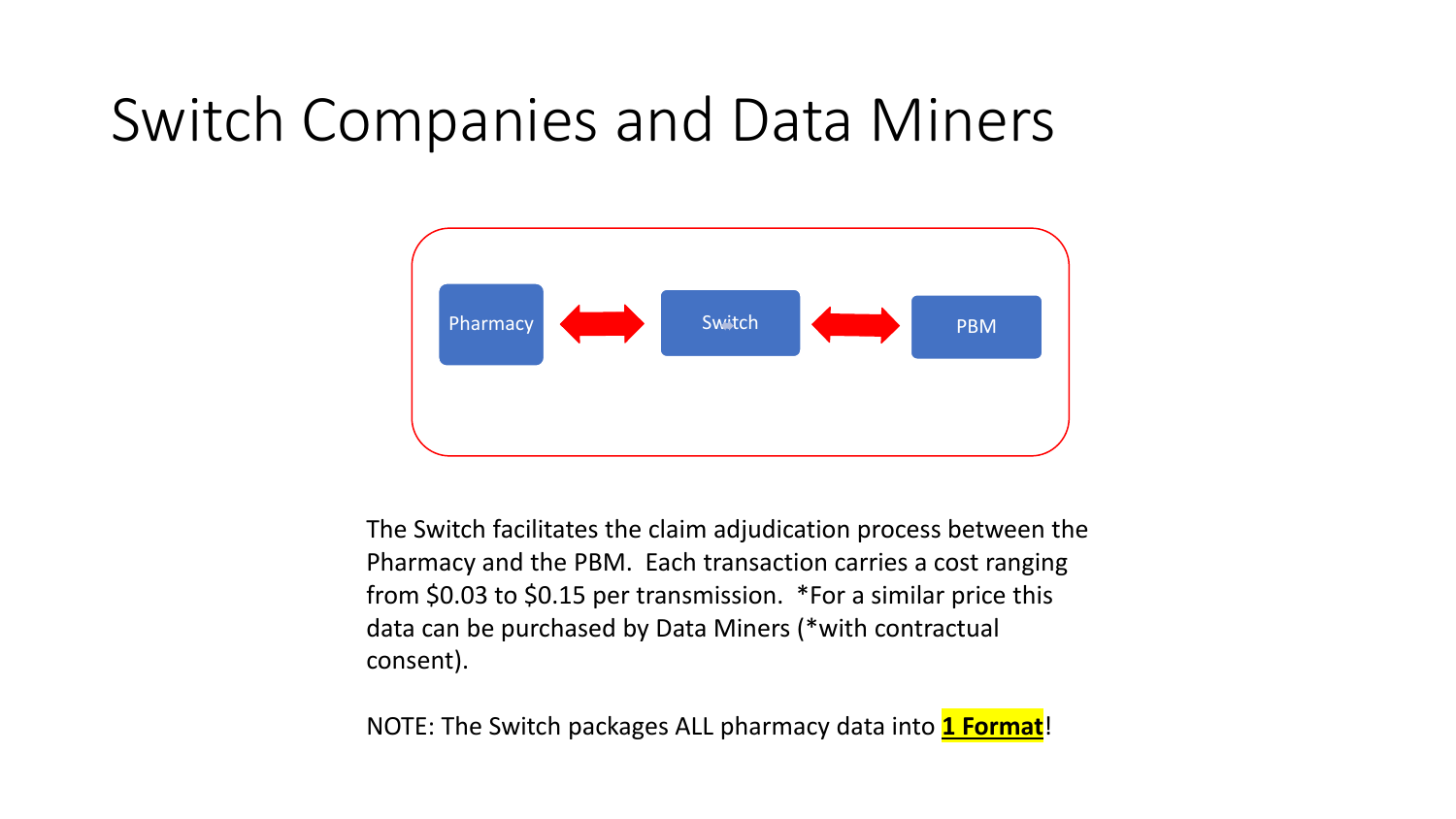# Switch Companies and Data Miners

Pharmacy ⟷ Switch ⟷ PBM

The Switch facilitates the claim adjudication process between the Pharmacy and the PBM. Each transaction carries a cost ranging from $0.03 to $0.15 per transmission. *For a similar price this data can be purchased by Data Miners (*with contractual consent).

NOTE: The Switch packages ALL pharmacy data into **1 Format**!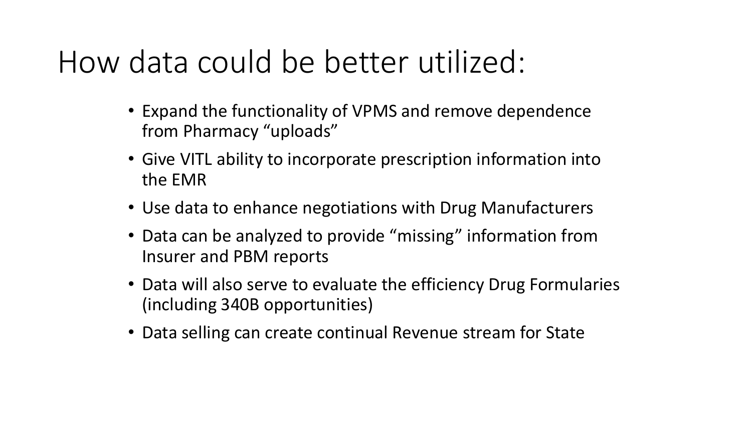# How data could be better utilized:

- Expand the functionality of VPMS and remove dependence from Pharmacy “uploads”
- Give VITL ability to incorporate prescription information into the EMR
- Use data to enhance negotiations with Drug Manufacturers
- Data can be analyzed to provide “missing” information from Insurer and PBM reports
- Data will also serve to evaluate the efficiency Drug Formularies (including 340B opportunities)
- Data selling can create continual Revenue stream for State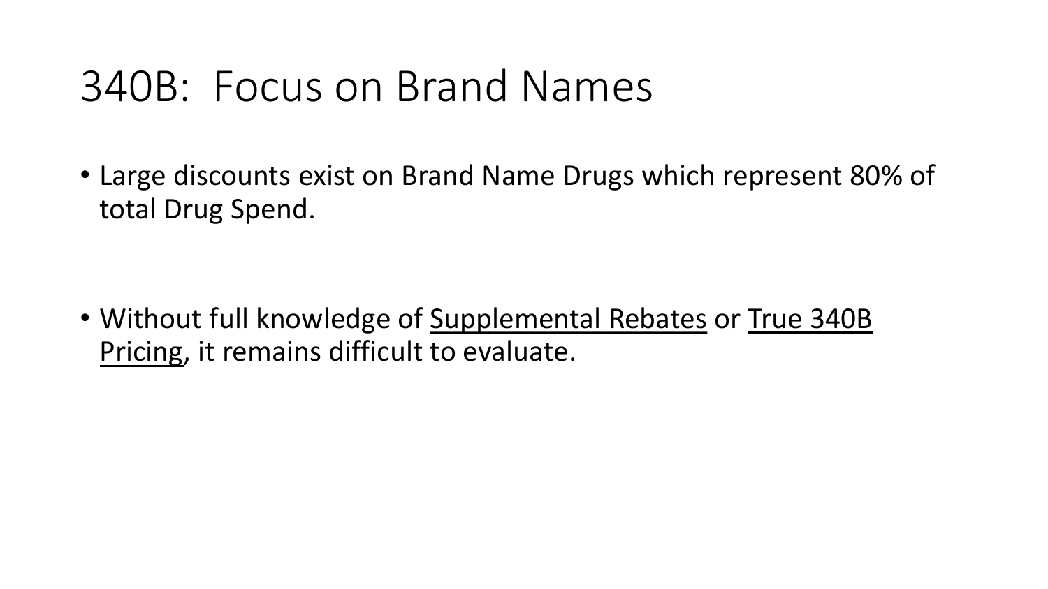# 340B: Focus on Brand Names

- Large discounts exist on Brand Name Drugs which represent 80% of total Drug Spend.

- Without full knowledge of <u>Supplemental Rebates</u> or <u>True 340B Pricing</u>, it remains difficult to evaluate.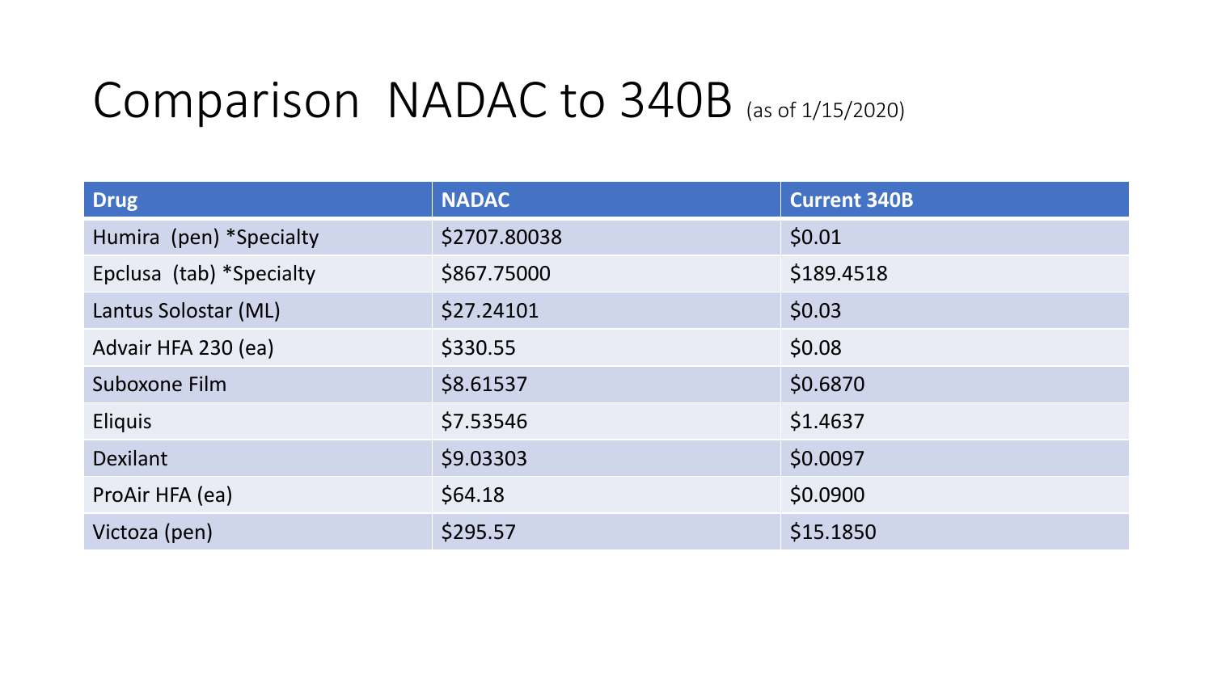# Comparison NADAC to 340B (as of 1/15/2020)

| Drug | NADAC | Current 340B |
|---|---|---|
| Humira (pen) *Specialty | $2707.80038 | $0.01 |
| Epclusa (tab) *Specialty | $867.75000 | $189.4518 |
| Lantus Solostar (ML) | $27.24101 | $0.03 |
| Advair HFA 230 (ea) | $330.55 | $0.08 |
| Suboxone Film | $8.61537 | $0.6870 |
| Eliquis | $7.53546 | $1.4637 |
| Dexilant | $9.03303 | $0.0097 |
| ProAir HFA (ea) | $64.18 | $0.0900 |
| Victoza (pen) | $295.57 | $15.1850 |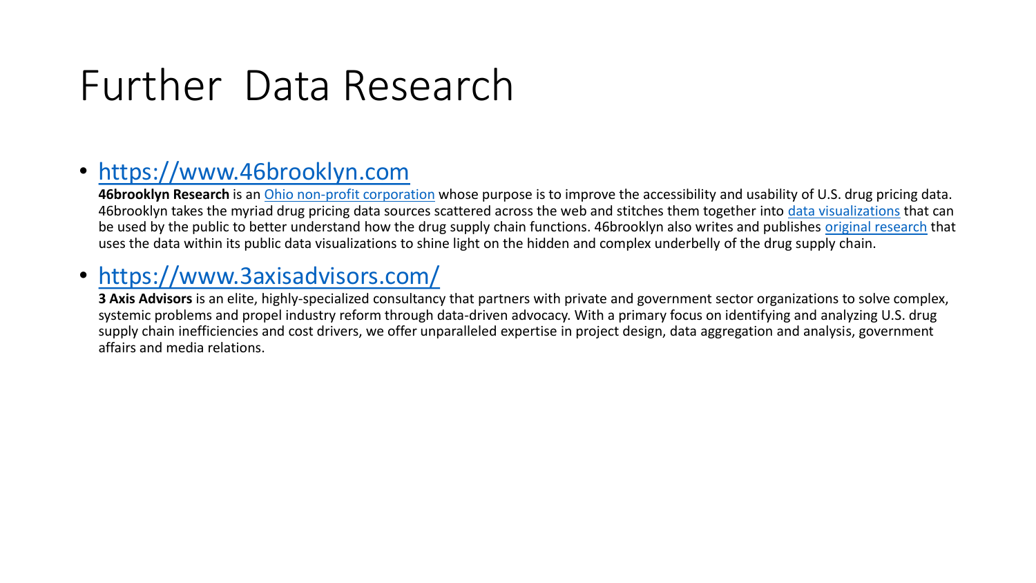# Further Data Research

- [https://www.46brooklyn.com](https://www.46brooklyn.com)

  **46brooklyn Research** is an Ohio non-profit corporation whose purpose is to improve the accessibility and usability of U.S. drug pricing data. 46brooklyn takes the myriad drug pricing data sources scattered across the web and stitches them together into data visualizations that can be used by the public to better understand how the drug supply chain functions. 46brooklyn also writes and publishes original research that uses the data within its public data visualizations to shine light on the hidden and complex underbelly of the drug supply chain.

- [https://www.3axisadvisors.com/](https://www.3axisadvisors.com/)

  **3 Axis Advisors** is an elite, highly-specialized consultancy that partners with private and government sector organizations to solve complex, systemic problems and propel industry reform through data-driven advocacy. With a primary focus on identifying and analyzing U.S. drug supply chain inefficiencies and cost drivers, we offer unparalleled expertise in project design, data aggregation and analysis, government affairs and media relations.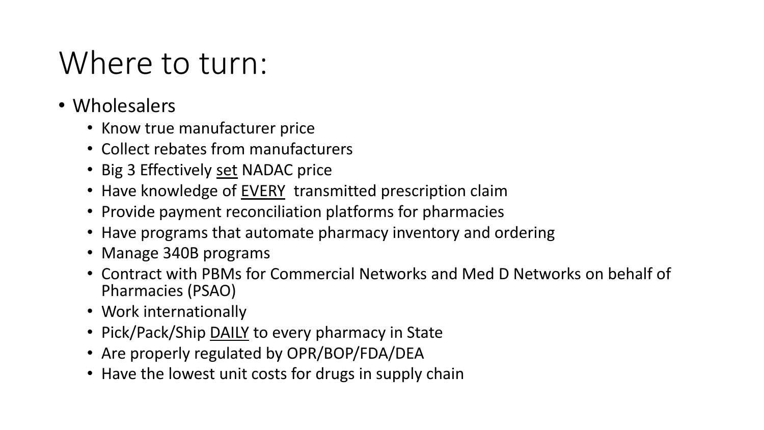# Where to turn:

- Wholesalers
  - Know true manufacturer price
  - Collect rebates from manufacturers
  - Big 3 Effectively <u>set</u> NADAC price
  - Have knowledge of <u>EVERY</u> transmitted prescription claim
  - Provide payment reconciliation platforms for pharmacies
  - Have programs that automate pharmacy inventory and ordering
  - Manage 340B programs
  - Contract with PBMs for Commercial Networks and Med D Networks on behalf of Pharmacies (PSAO)
  - Work internationally
  - Pick/Pack/Ship <u>DAILY</u> to every pharmacy in State
  - Are properly regulated by OPR/BOP/FDA/DEA
  - Have the lowest unit costs for drugs in supply chain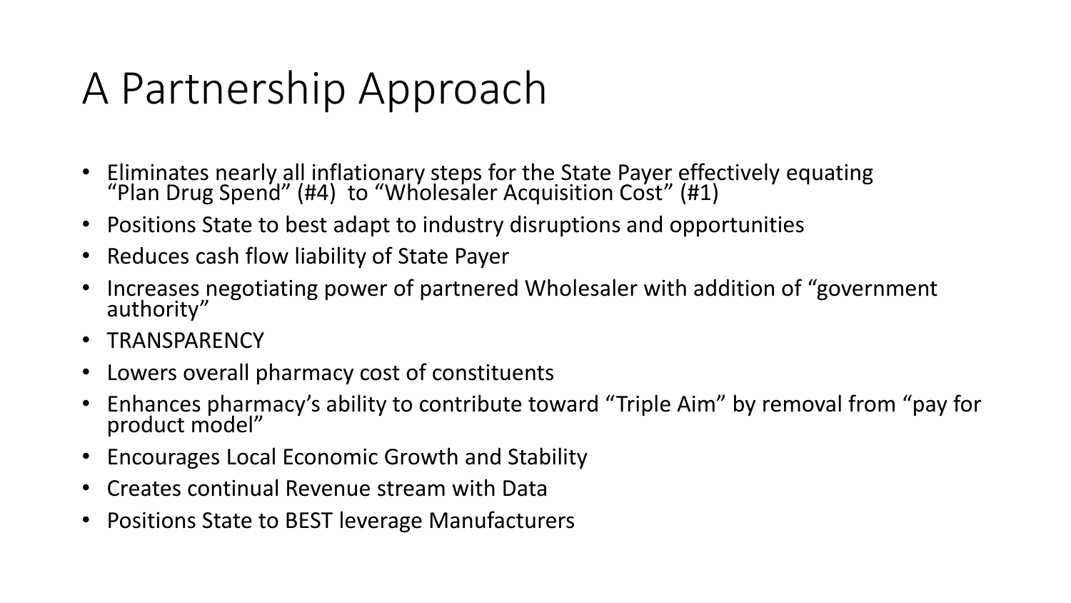# A Partnership Approach

- Eliminates nearly all inflationary steps for the State Payer effectively equating "Plan Drug Spend" (#4) to "Wholesaler Acquisition Cost" (#1)
- Positions State to best adapt to industry disruptions and opportunities
- Reduces cash flow liability of State Payer
- Increases negotiating power of partnered Wholesaler with addition of "government authority"
- TRANSPARENCY
- Lowers overall pharmacy cost of constituents
- Enhances pharmacy's ability to contribute toward "Triple Aim" by removal from "pay for product model"
- Encourages Local Economic Growth and Stability
- Creates continual Revenue stream with Data
- Positions State to BEST leverage Manufacturers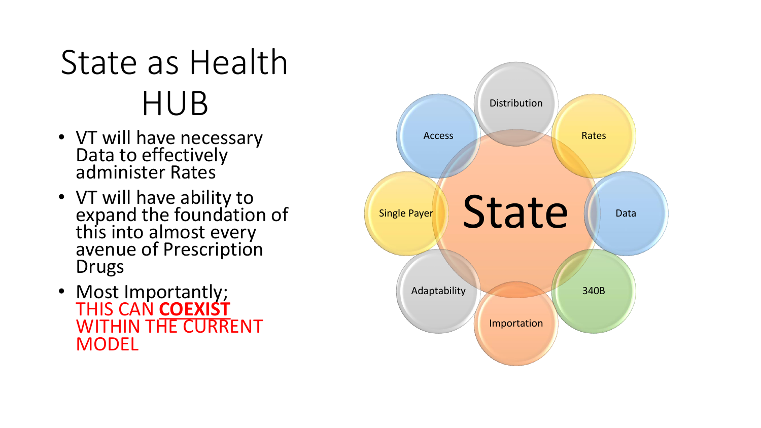# State as Health HUB

- VT will have necessary Data to effectively administer Rates
- VT will have ability to expand the foundation of this into almost every avenue of Prescription Drugs
- Most Importantly; THIS CAN **COEXIST** WITHIN THE CURRENT MODEL

State

Distribution

Rates

Data

340B

Importation

Adaptability

Single Payer

Access